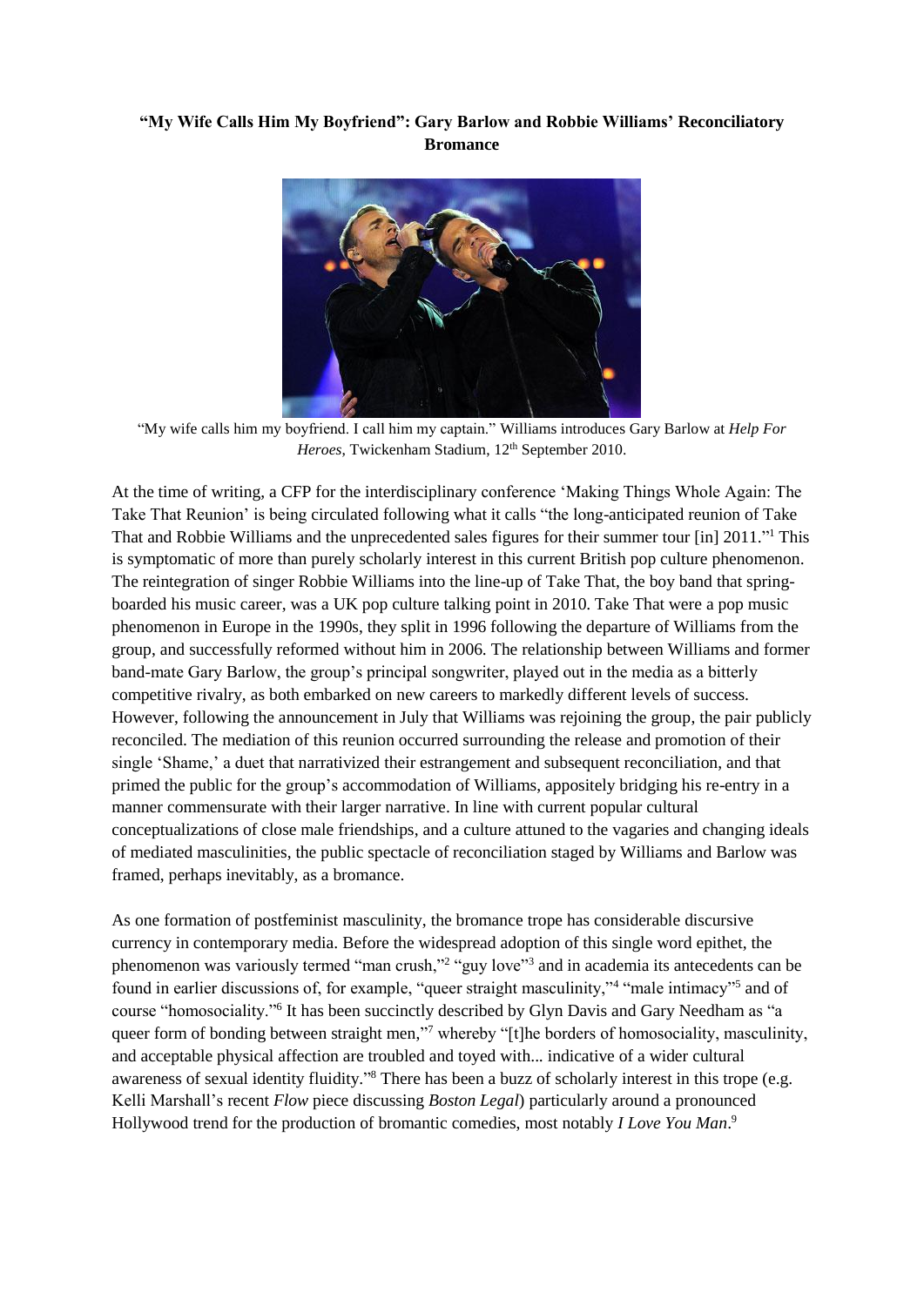**"My Wife Calls Him My Boyfriend": Gary Barlow and Robbie Williams' Reconciliatory Bromance**

"My wife calls him my boyfriend. I call him my captain." Williams introduces Gary Barlow at *Help For Heroes*, Twickenham Stadium, 12th September 2010.

At the time of writing, a CFP for the interdisciplinary conference 'Making Things Whole Again: The Take That Reunion' is being circulated following what it calls "the long-anticipated reunion of Take That and Robbie Williams and the unprecedented sales figures for their summer tour [in] 2011."[1] This is symptomatic of more than purely scholarly interest in this current British pop culture phenomenon. The reintegration of singer Robbie Williams into the line-up of Take That, the boy band that spring-boarded his music career, was a UK pop culture talking point in 2010. Take That were a pop music phenomenon in Europe in the 1990s, they split in 1996 following the departure of Williams from the group, and successfully reformed without him in 2006. The relationship between Williams and former band-mate Gary Barlow, the group's principal songwriter, played out in the media as a bitterly competitive rivalry, as both embarked on new careers to markedly different levels of success. However, following the announcement in July that Williams was rejoining the group, the pair publicly reconciled. The mediation of this reunion occurred surrounding the release and promotion of their single 'Shame,' a duet that narrativized their estrangement and subsequent reconciliation, and that primed the public for the group's accommodation of Williams, appositely bridging his re-entry in a manner commensurate with their larger narrative. In line with current popular cultural conceptualizations of close male friendships, and a culture attuned to the vagaries and changing ideals of mediated masculinities, the public spectacle of reconciliation staged by Williams and Barlow was framed, perhaps inevitably, as a bromance.

As one formation of postfeminist masculinity, the bromance trope has considerable discursive currency in contemporary media. Before the widespread adoption of this single word epithet, the phenomenon was variously termed "man crush,"[2] "guy love"[3] and in academia its antecedents can be found in earlier discussions of, for example, "queer straight masculinity,"[4] "male intimacy"[5] and of course "homosociality."[6] It has been succinctly described by Glyn Davis and Gary Needham as "a queer form of bonding between straight men,"[7] whereby "[t]he borders of homosociality, masculinity, and acceptable physical affection are troubled and toyed with... indicative of a wider cultural awareness of sexual identity fluidity."[8] There has been a buzz of scholarly interest in this trope (e.g. Kelli Marshall's recent *Flow* piece discussing *Boston Legal*) particularly around a pronounced Hollywood trend for the production of bromantic comedies, most notably *I Love You Man*.[9]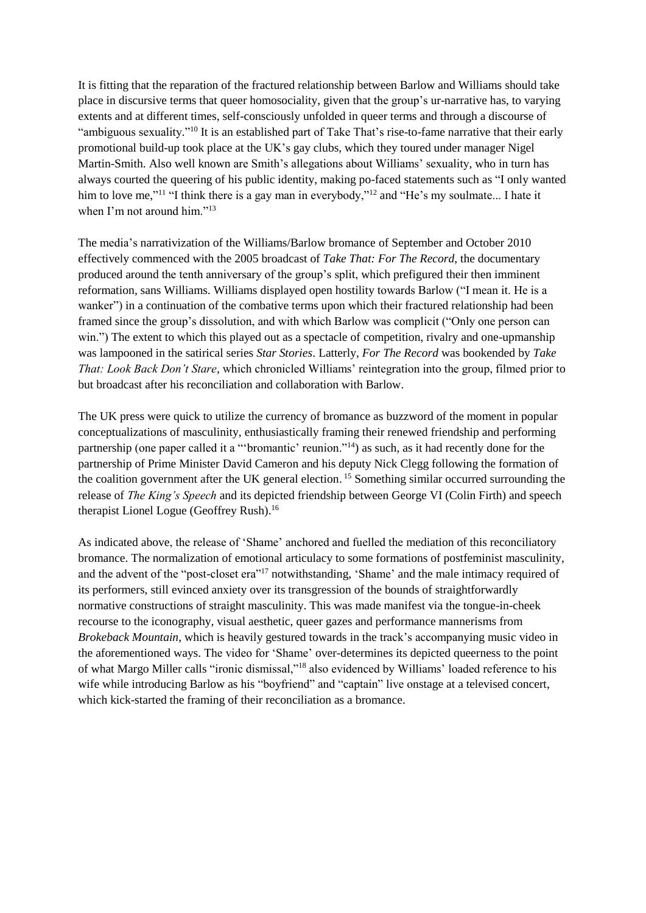It is fitting that the reparation of the fractured relationship between Barlow and Williams should take place in discursive terms that queer homosociality, given that the group's ur-narrative has, to varying extents and at different times, self-consciously unfolded in queer terms and through a discourse of "ambiguous sexuality."[10] It is an established part of Take That's rise-to-fame narrative that their early promotional build-up took place at the UK's gay clubs, which they toured under manager Nigel Martin-Smith. Also well known are Smith's allegations about Williams' sexuality, who in turn has always courted the queering of his public identity, making po-faced statements such as "I only wanted him to love me,"[11] "I think there is a gay man in everybody,"[12] and "He's my soulmate... I hate it when I'm not around him."[13]

The media's narrativization of the Williams/Barlow bromance of September and October 2010 effectively commenced with the 2005 broadcast of *Take That: For The Record*, the documentary produced around the tenth anniversary of the group's split, which prefigured their then imminent reformation, sans Williams. Williams displayed open hostility towards Barlow ("I mean it. He is a wanker") in a continuation of the combative terms upon which their fractured relationship had been framed since the group's dissolution, and with which Barlow was complicit ("Only one person can win.") The extent to which this played out as a spectacle of competition, rivalry and one-upmanship was lampooned in the satirical series *Star Stories*. Latterly, *For The Record* was bookended by *Take That: Look Back Don't Stare*, which chronicled Williams' reintegration into the group, filmed prior to but broadcast after his reconciliation and collaboration with Barlow.

The UK press were quick to utilize the currency of bromance as buzzword of the moment in popular conceptualizations of masculinity, enthusiastically framing their renewed friendship and performing partnership (one paper called it a "'bromantic' reunion."[14]) as such, as it had recently done for the partnership of Prime Minister David Cameron and his deputy Nick Clegg following the formation of the coalition government after the UK general election. [15] Something similar occurred surrounding the release of *The King's Speech* and its depicted friendship between George VI (Colin Firth) and speech therapist Lionel Logue (Geoffrey Rush).[16]

As indicated above, the release of 'Shame' anchored and fuelled the mediation of this reconciliatory bromance. The normalization of emotional articulacy to some formations of postfeminist masculinity, and the advent of the "post-closet era"[17] notwithstanding, 'Shame' and the male intimacy required of its performers, still evinced anxiety over its transgression of the bounds of straightforwardly normative constructions of straight masculinity. This was made manifest via the tongue-in-cheek recourse to the iconography, visual aesthetic, queer gazes and performance mannerisms from *Brokeback Mountain*, which is heavily gestured towards in the track's accompanying music video in the aforementioned ways. The video for 'Shame' over-determines its depicted queerness to the point of what Margo Miller calls "ironic dismissal,"[18] also evidenced by Williams' loaded reference to his wife while introducing Barlow as his "boyfriend" and "captain" live onstage at a televised concert, which kick-started the framing of their reconciliation as a bromance.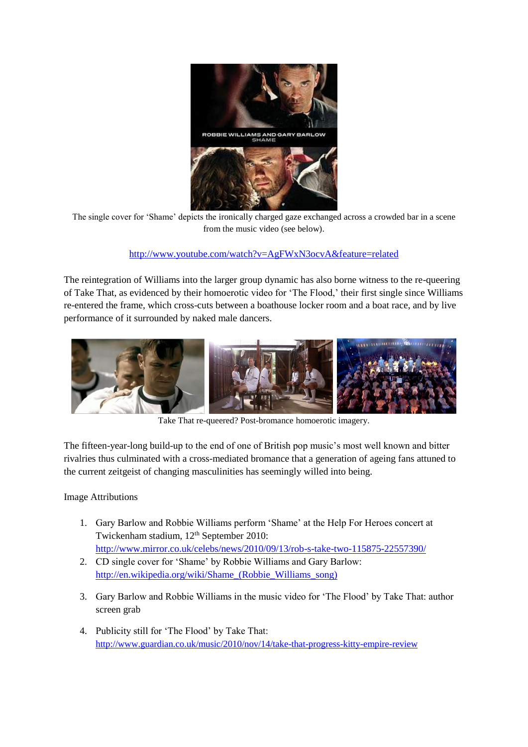The single cover for 'Shame' depicts the ironically charged gaze exchanged across a crowded bar in a scene from the music video (see below).

http://www.youtube.com/watch?v=AgFWxN3ocvA&feature=related

The reintegration of Williams into the larger group dynamic has also borne witness to the re-queering of Take That, as evidenced by their homoerotic video for 'The Flood,' their first single since Williams re-entered the frame, which cross-cuts between a boathouse locker room and a boat race, and by live performance of it surrounded by naked male dancers.

Take That re-queered? Post-bromance homoerotic imagery.

The fifteen-year-long build-up to the end of one of British pop music's most well known and bitter rivalries thus culminated with a cross-mediated bromance that a generation of ageing fans attuned to the current zeitgeist of changing masculinities has seemingly willed into being.

Image Attributions

1. Gary Barlow and Robbie Williams perform 'Shame' at the Help For Heroes concert at Twickenham stadium, 12th September 2010: http://www.mirror.co.uk/celebs/news/2010/09/13/rob-s-take-two-115875-22557390/
2. CD single cover for 'Shame' by Robbie Williams and Gary Barlow: http://en.wikipedia.org/wiki/Shame_(Robbie_Williams_song)
3. Gary Barlow and Robbie Williams in the music video for 'The Flood' by Take That: author screen grab
4. Publicity still for 'The Flood' by Take That: http://www.guardian.co.uk/music/2010/nov/14/take-that-progress-kitty-empire-review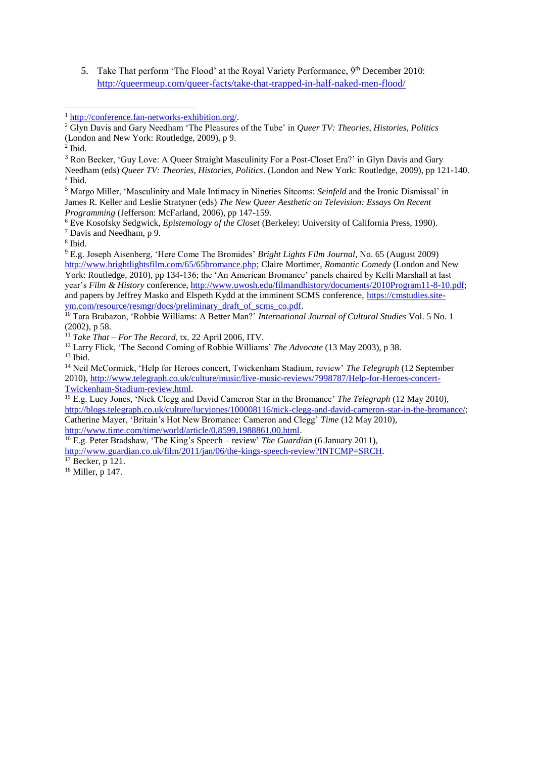5. Take That perform 'The Flood' at the Royal Variety Performance, 9th December 2010: http://queermeup.com/queer-facts/take-that-trapped-in-half-naked-men-flood/

---

[1] http://conference.fan-networks-exhibition.org/.

[2] Glyn Davis and Gary Needham 'The Pleasures of the Tube' in *Queer TV: Theories, Histories, Politics* (London and New York: Routledge, 2009), p 9.

[2] Ibid.

[3] Ron Becker, 'Guy Love: A Queer Straight Masculinity For a Post-Closet Era?' in Glyn Davis and Gary Needham (eds) *Queer TV: Theories, Histories, Politics*. (London and New York: Routledge, 2009), pp 121-140.

[4] Ibid.

[5] Margo Miller, 'Masculinity and Male Intimacy in Nineties Sitcoms: *Seinfeld* and the Ironic Dismissal' in James R. Keller and Leslie Stratyner (eds) *The New Queer Aesthetic on Television: Essays On Recent Programming* (Jefferson: McFarland, 2006), pp 147-159.

[6] Eve Kosofsky Sedgwick, *Epistemology of the Closet* (Berkeley: University of California Press, 1990).

[7] Davis and Needham, p 9.

[8] Ibid.

[9] E.g. Joseph Aisenberg, 'Here Come The Bromides' *Bright Lights Film Journal*, No. 65 (August 2009) http://www.brightlightsfilm.com/65/65bromance.php; Claire Mortimer, *Romantic Comedy* (London and New York: Routledge, 2010), pp 134-136; the 'An American Bromance' panels chaired by Kelli Marshall at last year's *Film & History* conference, http://www.uwosh.edu/filmandhistory/documents/2010Program11-8-10.pdf; and papers by Jeffrey Masko and Elspeth Kydd at the imminent SCMS conference, https://cmstudies.site-ym.com/resource/resmgr/docs/preliminary_draft_of_scms_co.pdf.

[10] Tara Brabazon, 'Robbie Williams: A Better Man?' *International Journal of Cultural Studies* Vol. 5 No. 1 (2002), p 58.

[11] *Take That – For The Record*, tx. 22 April 2006, ITV.

[12] Larry Flick, 'The Second Coming of Robbie Williams' *The Advocate* (13 May 2003), p 38.

[13] Ibid.

[14] Neil McCormick, 'Help for Heroes concert, Twickenham Stadium, review' *The Telegraph* (12 September 2010), http://www.telegraph.co.uk/culture/music/live-music-reviews/7998787/Help-for-Heroes-concert-Twickenham-Stadium-review.html.

[15] E.g. Lucy Jones, 'Nick Clegg and David Cameron Star in the Bromance' *The Telegraph* (12 May 2010), http://blogs.telegraph.co.uk/culture/lucyjones/100008116/nick-clegg-and-david-cameron-star-in-the-bromance/; Catherine Mayer, 'Britain's Hot New Bromance: Cameron and Clegg' *Time* (12 May 2010), http://www.time.com/time/world/article/0,8599,1988861,00.html.

[16] E.g. Peter Bradshaw, 'The King's Speech – review' *The Guardian* (6 January 2011), http://www.guardian.co.uk/film/2011/jan/06/the-kings-speech-review?INTCMP=SRCH.

[17] Becker, p 121.

[18] Miller, p 147.